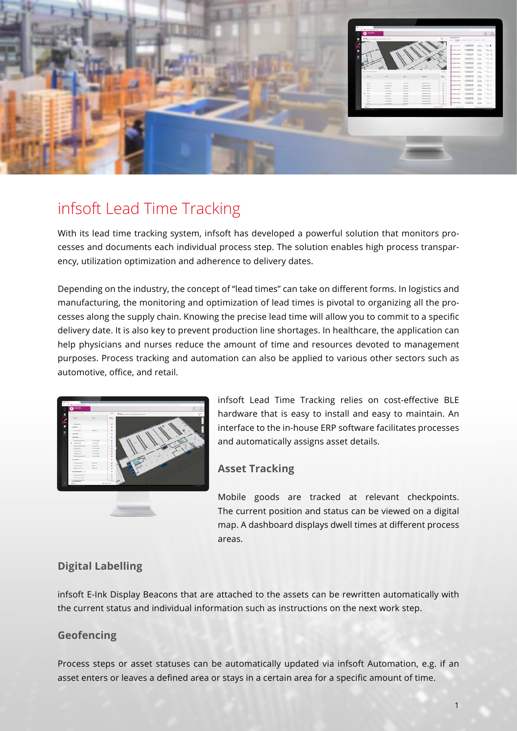# infsoft Lead Time Tracking

With its lead time tracking system, infsoft has developed a powerful solution that monitors processes and documents each individual process step. The solution enables high process transparency, utilization optimization and adherence to delivery dates.

Depending on the industry, the concept of "lead times" can take on different forms. In logistics and manufacturing, the monitoring and optimization of lead times is pivotal to organizing all the processes along the supply chain. Knowing the precise lead time will allow you to commit to a specific delivery date. It is also key to prevent production line shortages. In healthcare, the application can help physicians and nurses reduce the amount of time and resources devoted to management purposes. Process tracking and automation can also be applied to various other sectors such as automotive, office, and retail.

infsoft Lead Time Tracking relies on cost-effective BLE hardware that is easy to install and easy to maintain. An interface to the in-house ERP software facilitates processes and automatically assigns asset details.

## Asset Tracking

Mobile goods are tracked at relevant checkpoints. The current position and status can be viewed on a digital map. A dashboard displays dwell times at different process areas.

## Digital Labelling

infsoft E-Ink Display Beacons that are attached to the assets can be rewritten automatically with the current status and individual information such as instructions on the next work step.

## Geofencing

Process steps or asset statuses can be automatically updated via infsoft Automation, e.g. if an asset enters or leaves a defined area or stays in a certain area for a specific amount of time.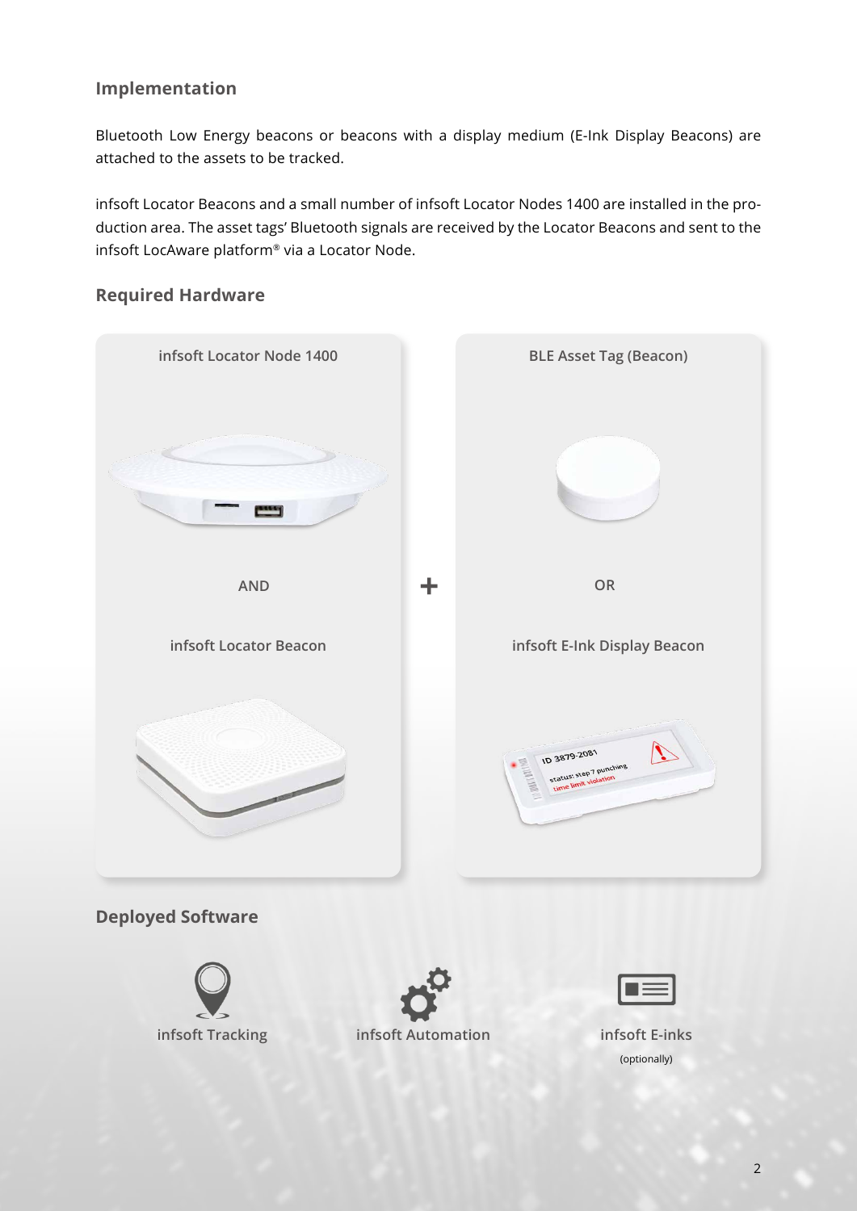## Implementation

Bluetooth Low Energy beacons or beacons with a display medium (E-Ink Display Beacons) are attached to the assets to be tracked.

infsoft Locator Beacons and a small number of infsoft Locator Nodes 1400 are installed in the production area. The asset tags' Bluetooth signals are received by the Locator Beacons and sent to the infsoft LocAware platform® via a Locator Node.

## Required Hardware

infsoft Locator Node 1400

AND

infsoft Locator Beacon

+

BLE Asset Tag (Beacon)

OR

infsoft E-Ink Display Beacon

## Deployed Software

infsoft Tracking

infsoft Automation

infsoft E-inks

(optionally)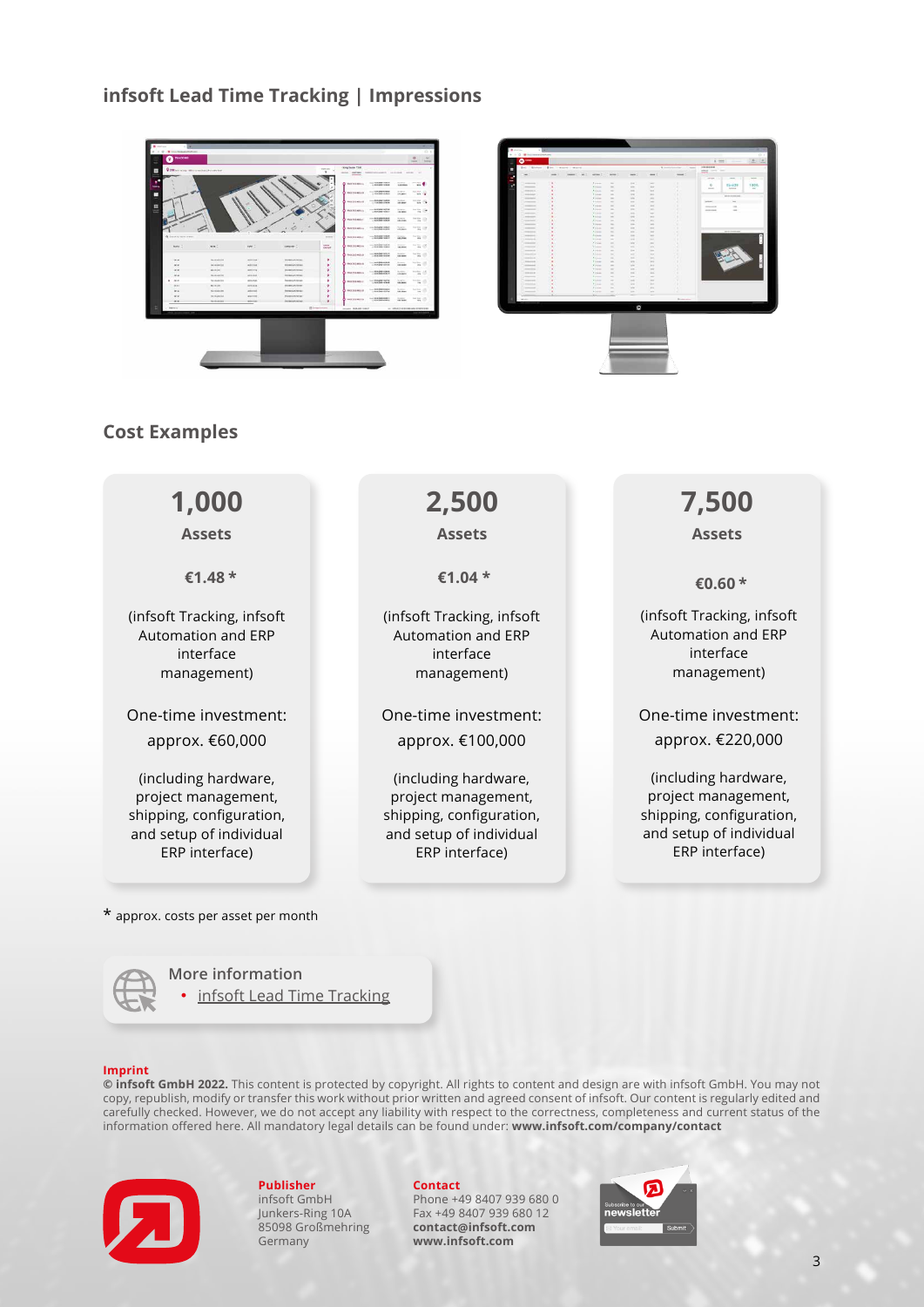## infsoft Lead Time Tracking | Impressions

## Cost Examples

| 1,000 Assets | 2,500 Assets | 7,500 Assets |
|---|---|---|
| €1.48 * | €1.04 * | €0.60 * |
| (infsoft Tracking, infsoft Automation and ERP interface management) | (infsoft Tracking, infsoft Automation and ERP interface management) | (infsoft Tracking, infsoft Automation and ERP interface management) |
| One-time investment: approx. €60,000 | One-time investment: approx. €100,000 | One-time investment: approx. €220,000 |
| (including hardware, project management, shipping, configuration, and setup of individual ERP interface) | (including hardware, project management, shipping, configuration, and setup of individual ERP interface) | (including hardware, project management, shipping, configuration, and setup of individual ERP interface) |

* approx. costs per asset per month

**More information**

- infsoft Lead Time Tracking

**Imprint**

**© infsoft GmbH 2022.** This content is protected by copyright. All rights to content and design are with infsoft GmbH. You may not copy, republish, modify or transfer this work without prior written and agreed consent of infsoft. Our content is regularly edited and carefully checked. However, we do not accept any liability with respect to the correctness, completeness and current status of the information offered here. All mandatory legal details can be found under: **www.infsoft.com/company/contact**

**Publisher**
infsoft GmbH
Junkers-Ring 10A
85098 Großmehring
Germany

**Contact**
Phone +49 8407 939 680 0
Fax +49 8407 939 680 12
**contact@infsoft.com**
**www.infsoft.com**

Subscribe to our newsletter